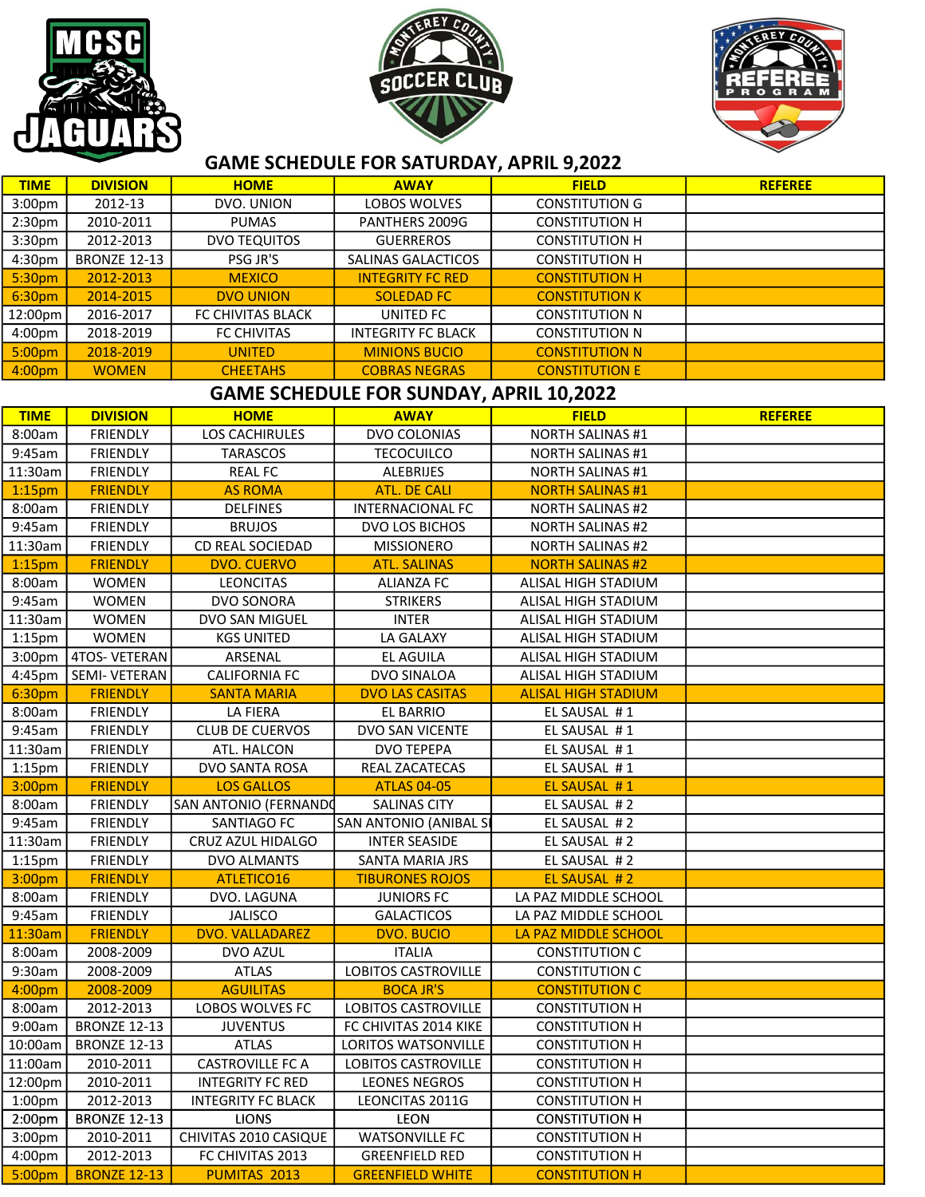MCSC JAGUARS

MONTEREY COUNTY SOCCER CLUB

MONTEREY COUNTY REFEREE PROGRAM

## GAME SCHEDULE FOR SATURDAY, APRIL 9,2022

| TIME | DIVISION | HOME | AWAY | FIELD | REFEREE |
|---|---|---|---|---|---|
| 3:00pm | 2012-13 | DVO. UNION | LOBOS WOLVES | CONSTITUTION G | |
| 2:30pm | 2010-2011 | PUMAS | PANTHERS 2009G | CONSTITUTION H | |
| 3:30pm | 2012-2013 | DVO TEQUITOS | GUERREROS | CONSTITUTION H | |
| 4:30pm | BRONZE 12-13 | PSG JR'S | SALINAS GALACTICOS | CONSTITUTION H | |
| 5:30pm | 2012-2013 | MEXICO | INTEGRITY FC RED | CONSTITUTION H | |
| 6:30pm | 2014-2015 | DVO UNION | SOLEDAD FC | CONSTITUTION K | |
| 12:00pm | 2016-2017 | FC CHIVITAS BLACK | UNITED FC | CONSTITUTION N | |
| 4:00pm | 2018-2019 | FC CHIVITAS | INTEGRITY FC BLACK | CONSTITUTION N | |
| 5:00pm | 2018-2019 | UNITED | MINIONS BUCIO | CONSTITUTION N | |
| 4:00pm | WOMEN | CHEETAHS | COBRAS NEGRAS | CONSTITUTION E | |

## GAME SCHEDULE FOR SUNDAY, APRIL 10,2022

| TIME | DIVISION | HOME | AWAY | FIELD | REFEREE |
|---|---|---|---|---|---|
| 8:00am | FRIENDLY | LOS CACHIRULES | DVO COLONIAS | NORTH SALINAS #1 | |
| 9:45am | FRIENDLY | TARASCOS | TECOCUILCO | NORTH SALINAS #1 | |
| 11:30am | FRIENDLY | REAL FC | ALEBRIJES | NORTH SALINAS #1 | |
| 1:15pm | FRIENDLY | AS ROMA | ATL. DE CALI | NORTH SALINAS #1 | |
| 8:00am | FRIENDLY | DELFINES | INTERNACIONAL FC | NORTH SALINAS #2 | |
| 9:45am | FRIENDLY | BRUJOS | DVO LOS BICHOS | NORTH SALINAS #2 | |
| 11:30am | FRIENDLY | CD REAL SOCIEDAD | MISSIONERO | NORTH SALINAS #2 | |
| 1:15pm | FRIENDLY | DVO. CUERVO | ATL. SALINAS | NORTH SALINAS #2 | |
| 8:00am | WOMEN | LEONCITAS | ALIANZA FC | ALISAL HIGH STADIUM | |
| 9:45am | WOMEN | DVO SONORA | STRIKERS | ALISAL HIGH STADIUM | |
| 11:30am | WOMEN | DVO SAN MIGUEL | INTER | ALISAL HIGH STADIUM | |
| 1:15pm | WOMEN | KGS UNITED | LA GALAXY | ALISAL HIGH STADIUM | |
| 3:00pm | 4TOS- VETERAN | ARSENAL | EL AGUILA | ALISAL HIGH STADIUM | |
| 4:45pm | SEMI- VETERAN | CALIFORNIA FC | DVO SINALOA | ALISAL HIGH STADIUM | |
| 6:30pm | FRIENDLY | SANTA MARIA | DVO LAS CASITAS | ALISAL HIGH STADIUM | |
| 8:00am | FRIENDLY | LA FIERA | EL BARRIO | EL SAUSAL # 1 | |
| 9:45am | FRIENDLY | CLUB DE CUERVOS | DVO SAN VICENTE | EL SAUSAL # 1 | |
| 11:30am | FRIENDLY | ATL. HALCON | DVO TEPEPA | EL SAUSAL # 1 | |
| 1:15pm | FRIENDLY | DVO SANTA ROSA | REAL ZACATECAS | EL SAUSAL # 1 | |
| 3:00pm | FRIENDLY | LOS GALLOS | ATLAS 04-05 | EL SAUSAL # 1 | |
| 8:00am | FRIENDLY | SAN ANTONIO (FERNANDO | SALINAS CITY | EL SAUSAL # 2 | |
| 9:45am | FRIENDLY | SANTIAGO FC | SAN ANTONIO (ANIBAL S | EL SAUSAL # 2 | |
| 11:30am | FRIENDLY | CRUZ AZUL HIDALGO | INTER SEASIDE | EL SAUSAL # 2 | |
| 1:15pm | FRIENDLY | DVO ALMANTS | SANTA MARIA JRS | EL SAUSAL # 2 | |
| 3:00pm | FRIENDLY | ATLETICO16 | TIBURONES ROJOS | EL SAUSAL # 2 | |
| 8:00am | FRIENDLY | DVO. LAGUNA | JUNIORS FC | LA PAZ MIDDLE SCHOOL | |
| 9:45am | FRIENDLY | JALISCO | GALACTICOS | LA PAZ MIDDLE SCHOOL | |
| 11:30am | FRIENDLY | DVO. VALLADAREZ | DVO. BUCIO | LA PAZ MIDDLE SCHOOL | |
| 8:00am | 2008-2009 | DVO AZUL | ITALIA | CONSTITUTION C | |
| 9:30am | 2008-2009 | ATLAS | LOBITOS CASTROVILLE | CONSTITUTION C | |
| 4:00pm | 2008-2009 | AGUILITAS | BOCA JR'S | CONSTITUTION C | |
| 8:00am | 2012-2013 | LOBOS WOLVES FC | LOBITOS CASTROVILLE | CONSTITUTION H | |
| 9:00am | BRONZE 12-13 | JUVENTUS | FC CHIVITAS 2014 KIKE | CONSTITUTION H | |
| 10:00am | BRONZE 12-13 | ATLAS | LORITOS WATSONVILLE | CONSTITUTION H | |
| 11:00am | 2010-2011 | CASTROVILLE FC A | LOBITOS CASTROVILLE | CONSTITUTION H | |
| 12:00pm | 2010-2011 | INTEGRITY FC RED | LEONES NEGROS | CONSTITUTION H | |
| 1:00pm | 2012-2013 | INTEGRITY FC BLACK | LEONCITAS 2011G | CONSTITUTION H | |
| 2:00pm | BRONZE 12-13 | LIONS | LEON | CONSTITUTION H | |
| 3:00pm | 2010-2011 | CHIVITAS 2010 CASIQUE | WATSONVILLE FC | CONSTITUTION H | |
| 4:00pm | 2012-2013 | FC CHIVITAS 2013 | GREENFIELD RED | CONSTITUTION H | |
| 5:00pm | BRONZE 12-13 | PUMITAS 2013 | GREENFIELD WHITE | CONSTITUTION H | |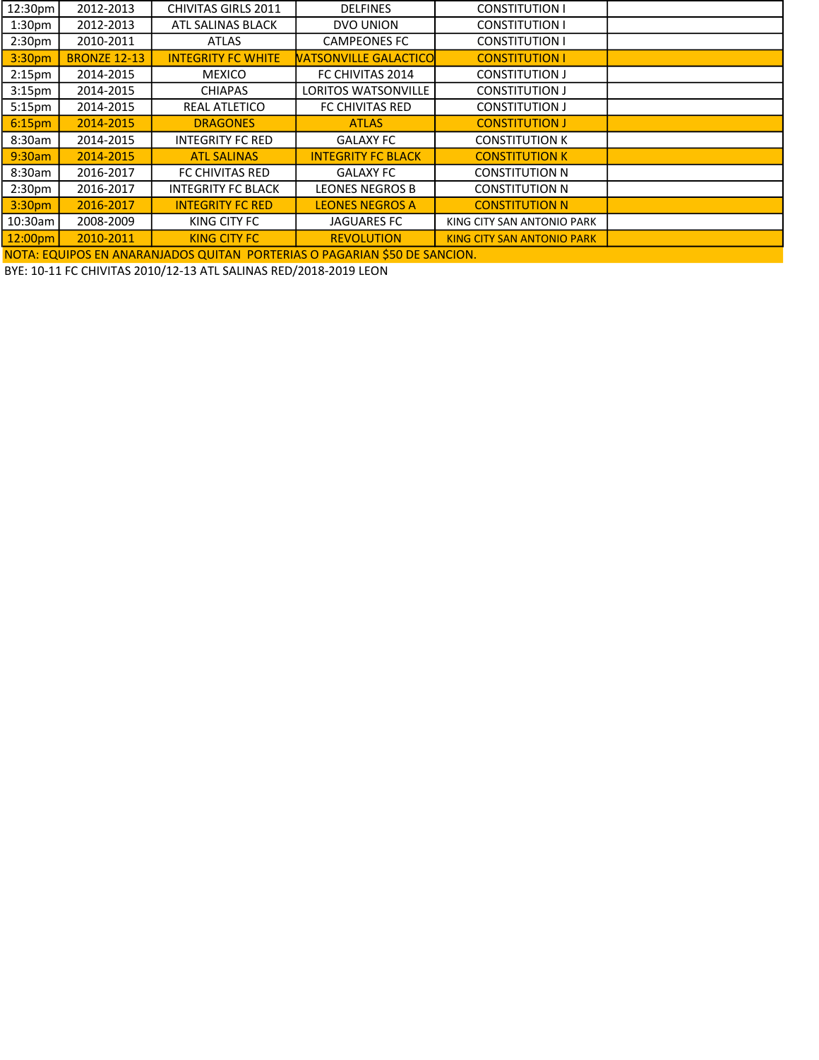| | | | | | |
|---|---|---|---|---|---|
| 12:30pm | 2012-2013 | CHIVITAS GIRLS 2011 | DELFINES | CONSTITUTION I | |
| 1:30pm | 2012-2013 | ATL SALINAS BLACK | DVO UNION | CONSTITUTION I | |
| 2:30pm | 2010-2011 | ATLAS | CAMPEONES FC | CONSTITUTION I | |
| 3:30pm | BRONZE 12-13 | INTEGRITY FC WHITE | WATSONVILLE GALACTICO | CONSTITUTION I | |
| 2:15pm | 2014-2015 | MEXICO | FC CHIVITAS 2014 | CONSTITUTION J | |
| 3:15pm | 2014-2015 | CHIAPAS | LORITOS WATSONVILLE | CONSTITUTION J | |
| 5:15pm | 2014-2015 | REAL ATLETICO | FC CHIVITAS RED | CONSTITUTION J | |
| 6:15pm | 2014-2015 | DRAGONES | ATLAS | CONSTITUTION J | |
| 8:30am | 2014-2015 | INTEGRITY FC RED | GALAXY FC | CONSTITUTION K | |
| 9:30am | 2014-2015 | ATL SALINAS | INTEGRITY FC BLACK | CONSTITUTION K | |
| 8:30am | 2016-2017 | FC CHIVITAS RED | GALAXY FC | CONSTITUTION N | |
| 2:30pm | 2016-2017 | INTEGRITY FC BLACK | LEONES NEGROS B | CONSTITUTION N | |
| 3:30pm | 2016-2017 | INTEGRITY FC RED | LEONES NEGROS A | CONSTITUTION N | |
| 10:30am | 2008-2009 | KING CITY FC | JAGUARES FC | KING CITY SAN ANTONIO PARK | |
| 12:00pm | 2010-2011 | KING CITY FC | REVOLUTION | KING CITY SAN ANTONIO PARK | |

NOTA: EQUIPOS EN ANARANJADOS QUITAN PORTERIAS O PAGARIAN $50 DE SANCION.

BYE: 10-11 FC CHIVITAS 2010/12-13 ATL SALINAS RED/2018-2019 LEON